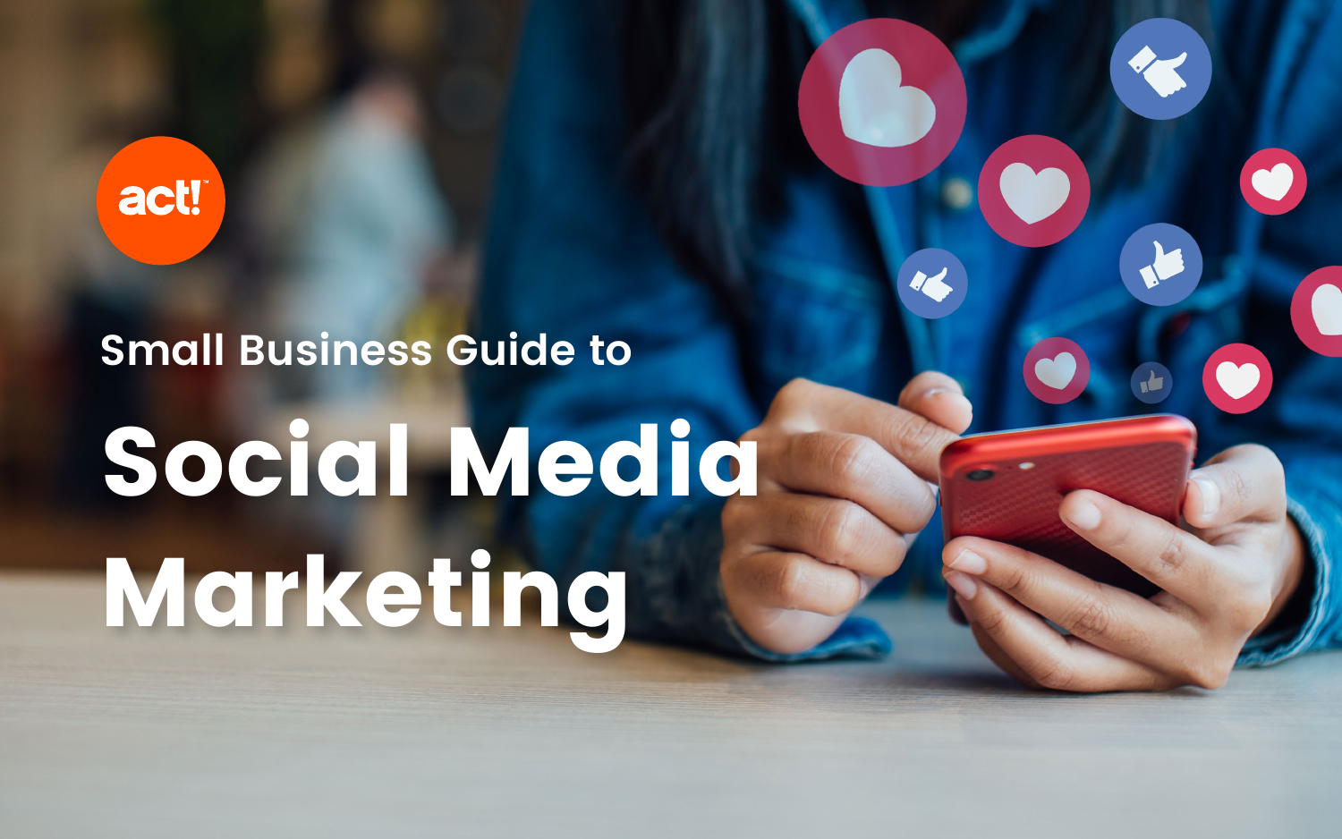act!

Small Business Guide to

# Social Media Marketing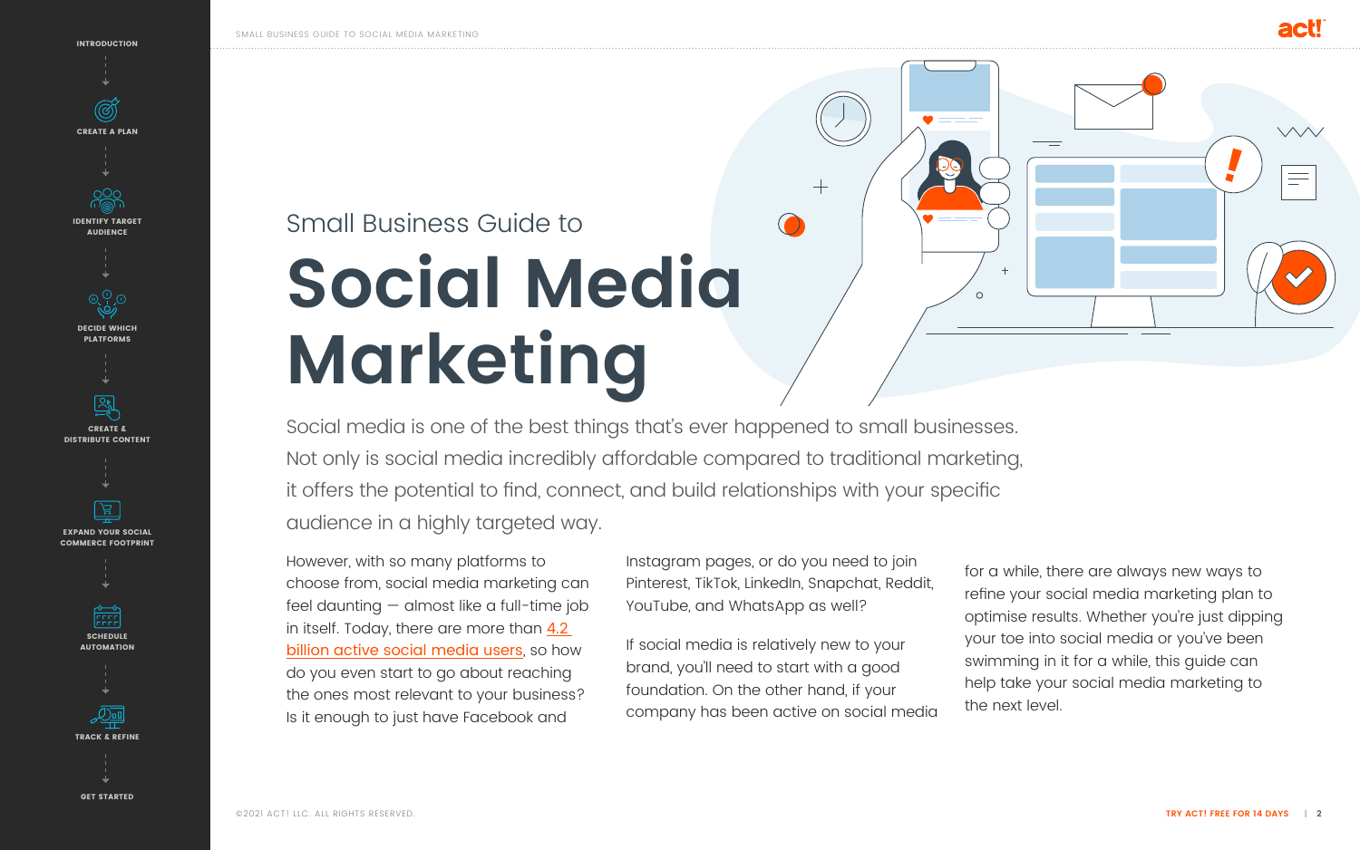Small Business Guide to

# Social Media Marketing

Social media is one of the best things that's ever happened to small businesses. Not only is social media incredibly affordable compared to traditional marketing, it offers the potential to find, connect, and build relationships with your specific audience in a highly targeted way.

However, with so many platforms to choose from, social media marketing can feel daunting — almost like a full-time job in itself. Today, there are more than 4.2 billion active social media users, so how do you even start to go about reaching the ones most relevant to your business? Is it enough to just have Facebook and Instagram pages, or do you need to join Pinterest, TikTok, LinkedIn, Snapchat, Reddit, YouTube, and WhatsApp as well?

If social media is relatively new to your brand, you'll need to start with a good foundation. On the other hand, if your company has been active on social media for a while, there are always new ways to refine your social media marketing plan to optimise results. Whether you're just dipping your toe into social media or you've been swimming in it for a while, this guide can help take your social media marketing to the next level.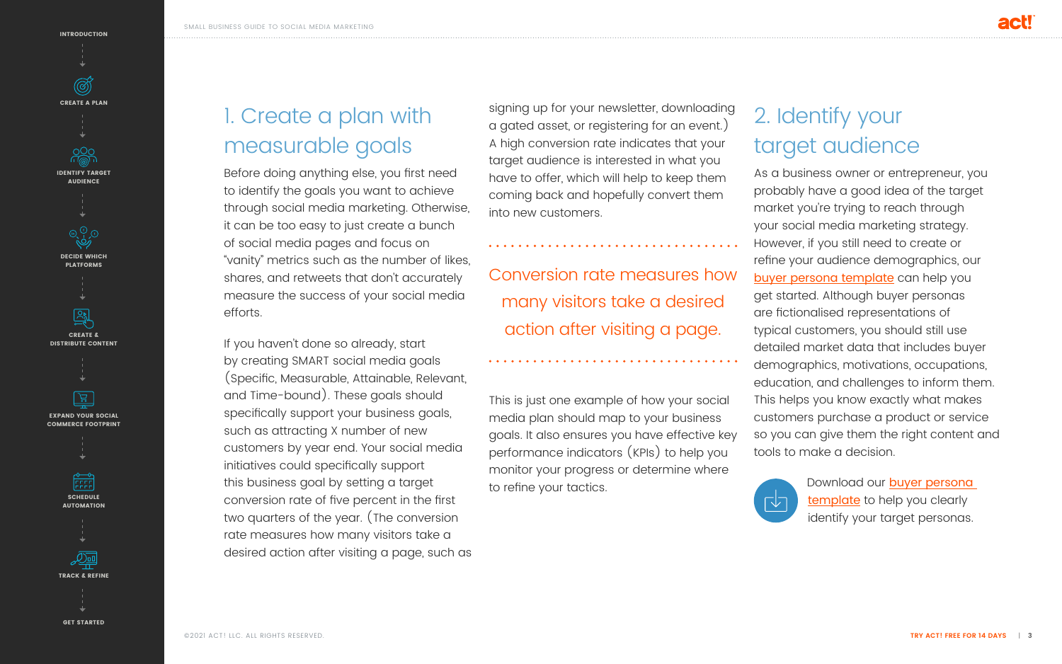## 1. Create a plan with measurable goals

Before doing anything else, you first need to identify the goals you want to achieve through social media marketing. Otherwise, it can be too easy to just create a bunch of social media pages and focus on "vanity" metrics such as the number of likes, shares, and retweets that don't accurately measure the success of your social media efforts.

If you haven't done so already, start by creating SMART social media goals (Specific, Measurable, Attainable, Relevant, and Time-bound). These goals should specifically support your business goals, such as attracting X number of new customers by year end. Your social media initiatives could specifically support this business goal by setting a target conversion rate of five percent in the first two quarters of the year. (The conversion rate measures how many visitors take a desired action after visiting a page, such as signing up for your newsletter, downloading a gated asset, or registering for an event.) A high conversion rate indicates that your target audience is interested in what you have to offer, which will help to keep them coming back and hopefully convert them into new customers.

Conversion rate measures how many visitors take a desired action after visiting a page.

This is just one example of how your social media plan should map to your business goals. It also ensures you have effective key performance indicators (KPIs) to help you monitor your progress or determine where to refine your tactics.

## 2. Identify your target audience

As a business owner or entrepreneur, you probably have a good idea of the target market you're trying to reach through your social media marketing strategy. However, if you still need to create or refine your audience demographics, our buyer persona template can help you get started. Although buyer personas are fictionalised representations of typical customers, you should still use detailed market data that includes buyer demographics, motivations, occupations, education, and challenges to inform them. This helps you know exactly what makes customers purchase a product or service so you can give them the right content and tools to make a decision.

Download our buyer persona template to help you clearly identify your target personas.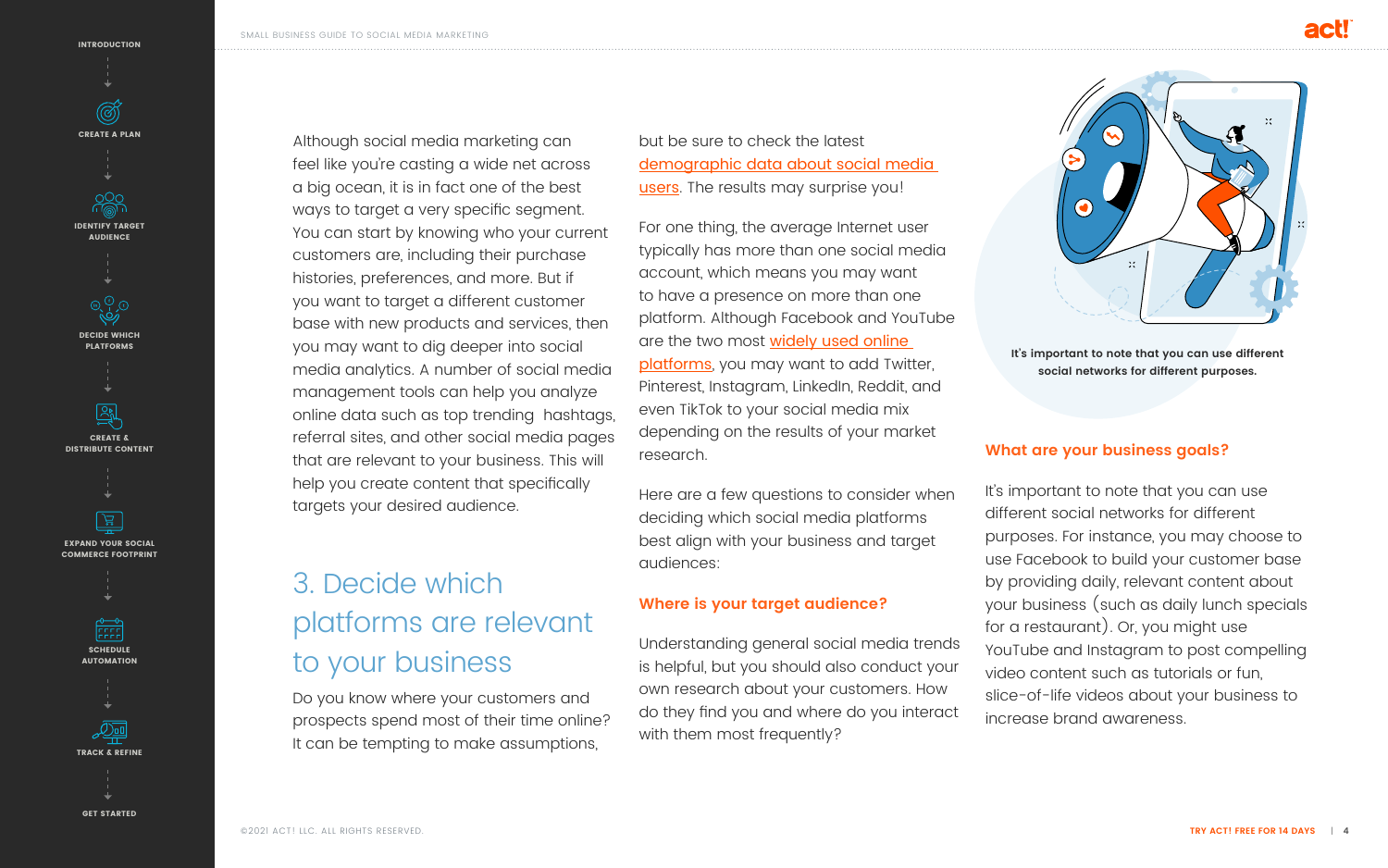Although social media marketing can feel like you're casting a wide net across a big ocean, it is in fact one of the best ways to target a very specific segment. You can start by knowing who your current customers are, including their purchase histories, preferences, and more. But if you want to target a different customer base with new products and services, then you may want to dig deeper into social media analytics. A number of social media management tools can help you analyze online data such as top trending hashtags, referral sites, and other social media pages that are relevant to your business. This will help you create content that specifically targets your desired audience.

## 3. Decide which platforms are relevant to your business

Do you know where your customers and prospects spend most of their time online? It can be tempting to make assumptions, but be sure to check the latest demographic data about social media users. The results may surprise you!

For one thing, the average Internet user typically has more than one social media account, which means you may want to have a presence on more than one platform. Although Facebook and YouTube are the two most widely used online platforms, you may want to add Twitter, Pinterest, Instagram, LinkedIn, Reddit, and even TikTok to your social media mix depending on the results of your market research.

Here are a few questions to consider when deciding which social media platforms best align with your business and target audiences:

### Where is your target audience?

Understanding general social media trends is helpful, but you should also conduct your own research about your customers. How do they find you and where do you interact with them most frequently?

It's important to note that you can use different social networks for different purposes.

### What are your business goals?

It's important to note that you can use different social networks for different purposes. For instance, you may choose to use Facebook to build your customer base by providing daily, relevant content about your business (such as daily lunch specials for a restaurant). Or, you might use YouTube and Instagram to post compelling video content such as tutorials or fun, slice-of-life videos about your business to increase brand awareness.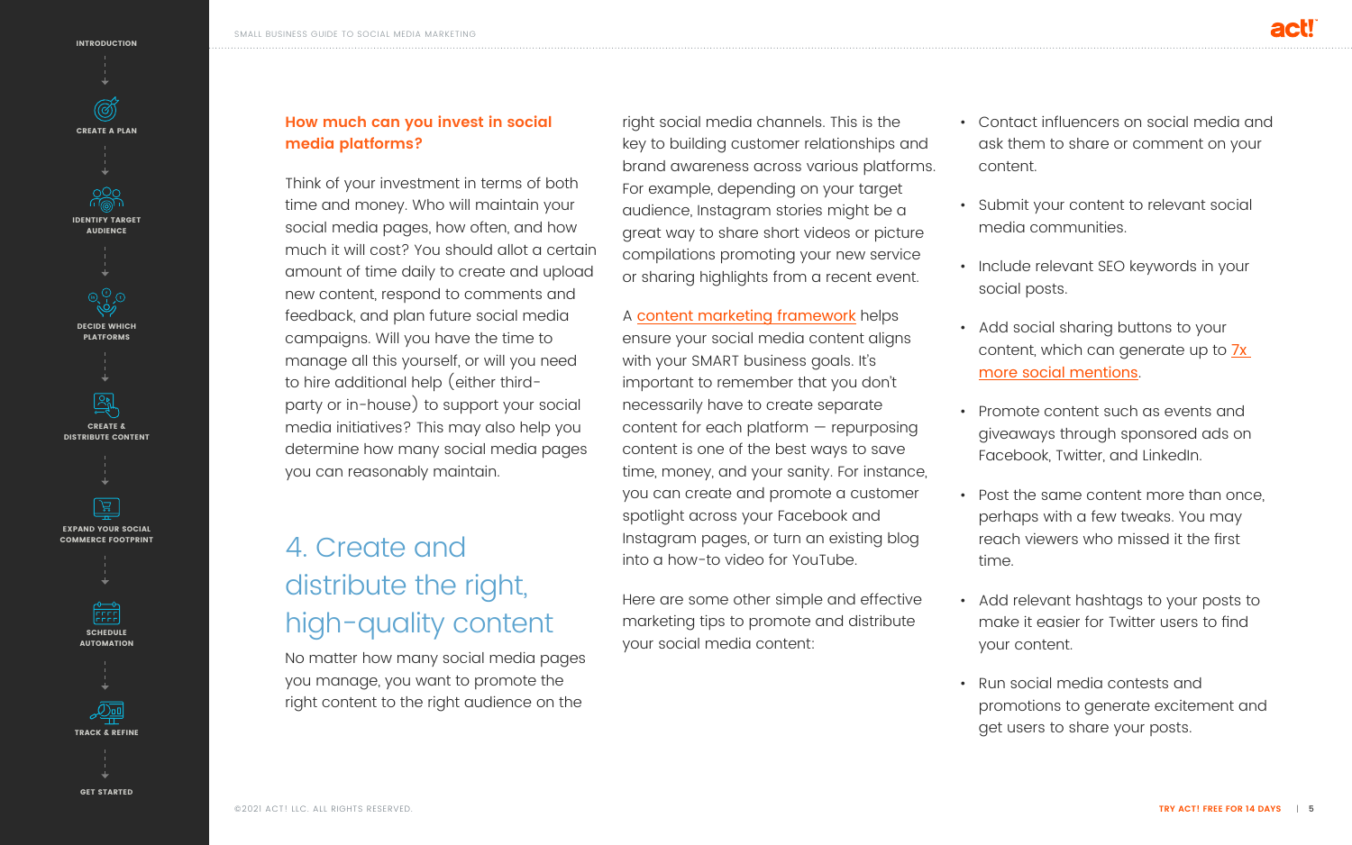### How much can you invest in social media platforms?

Think of your investment in terms of both time and money. Who will maintain your social media pages, how often, and how much it will cost? You should allot a certain amount of time daily to create and upload new content, respond to comments and feedback, and plan future social media campaigns. Will you have the time to manage all this yourself, or will you need to hire additional help (either third-party or in-house) to support your social media initiatives? This may also help you determine how many social media pages you can reasonably maintain.

## 4. Create and distribute the right, high-quality content

No matter how many social media pages you manage, you want to promote the right content to the right audience on the right social media channels. This is the key to building customer relationships and brand awareness across various platforms. For example, depending on your target audience, Instagram stories might be a great way to share short videos or picture compilations promoting your new service or sharing highlights from a recent event.

A content marketing framework helps ensure your social media content aligns with your SMART business goals. It's important to remember that you don't necessarily have to create separate content for each platform — repurposing content is one of the best ways to save time, money, and your sanity. For instance, you can create and promote a customer spotlight across your Facebook and Instagram pages, or turn an existing blog into a how-to video for YouTube.

Here are some other simple and effective marketing tips to promote and distribute your social media content:

- Contact influencers on social media and ask them to share or comment on your content.
- Submit your content to relevant social media communities.
- Include relevant SEO keywords in your social posts.
- Add social sharing buttons to your content, which can generate up to 7x more social mentions.
- Promote content such as events and giveaways through sponsored ads on Facebook, Twitter, and LinkedIn.
- Post the same content more than once, perhaps with a few tweaks. You may reach viewers who missed it the first time.
- Add relevant hashtags to your posts to make it easier for Twitter users to find your content.
- Run social media contests and promotions to generate excitement and get users to share your posts.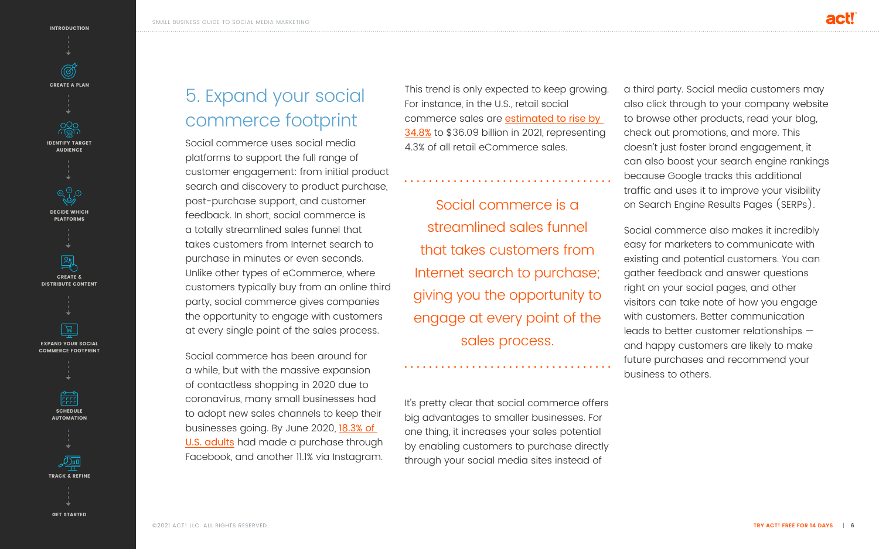# 5. Expand your social commerce footprint

Social commerce uses social media platforms to support the full range of customer engagement: from initial product search and discovery to product purchase, post-purchase support, and customer feedback. In short, social commerce is a totally streamlined sales funnel that takes customers from Internet search to purchase in minutes or even seconds. Unlike other types of eCommerce, where customers typically buy from an online third party, social commerce gives companies the opportunity to engage with customers at every single point of the sales process.

Social commerce has been around for a while, but with the massive expansion of contactless shopping in 2020 due to coronavirus, many small businesses had to adopt new sales channels to keep their businesses going. By June 2020, 18.3% of U.S. adults had made a purchase through Facebook, and another 11.1% via Instagram.

This trend is only expected to keep growing. For instance, in the U.S., retail social commerce sales are estimated to rise by 34.8% to $36.09 billion in 2021, representing 4.3% of all retail eCommerce sales.

> Social commerce is a streamlined sales funnel that takes customers from Internet search to purchase; giving you the opportunity to engage at every point of the sales process.

It's pretty clear that social commerce offers big advantages to smaller businesses. For one thing, it increases your sales potential by enabling customers to purchase directly through your social media sites instead of a third party. Social media customers may also click through to your company website to browse other products, read your blog, check out promotions, and more. This doesn't just foster brand engagement, it can also boost your search engine rankings because Google tracks this additional traffic and uses it to improve your visibility on Search Engine Results Pages (SERPs).

Social commerce also makes it incredibly easy for marketers to communicate with existing and potential customers. You can gather feedback and answer questions right on your social pages, and other visitors can take note of how you engage with customers. Better communication leads to better customer relationships — and happy customers are likely to make future purchases and recommend your business to others.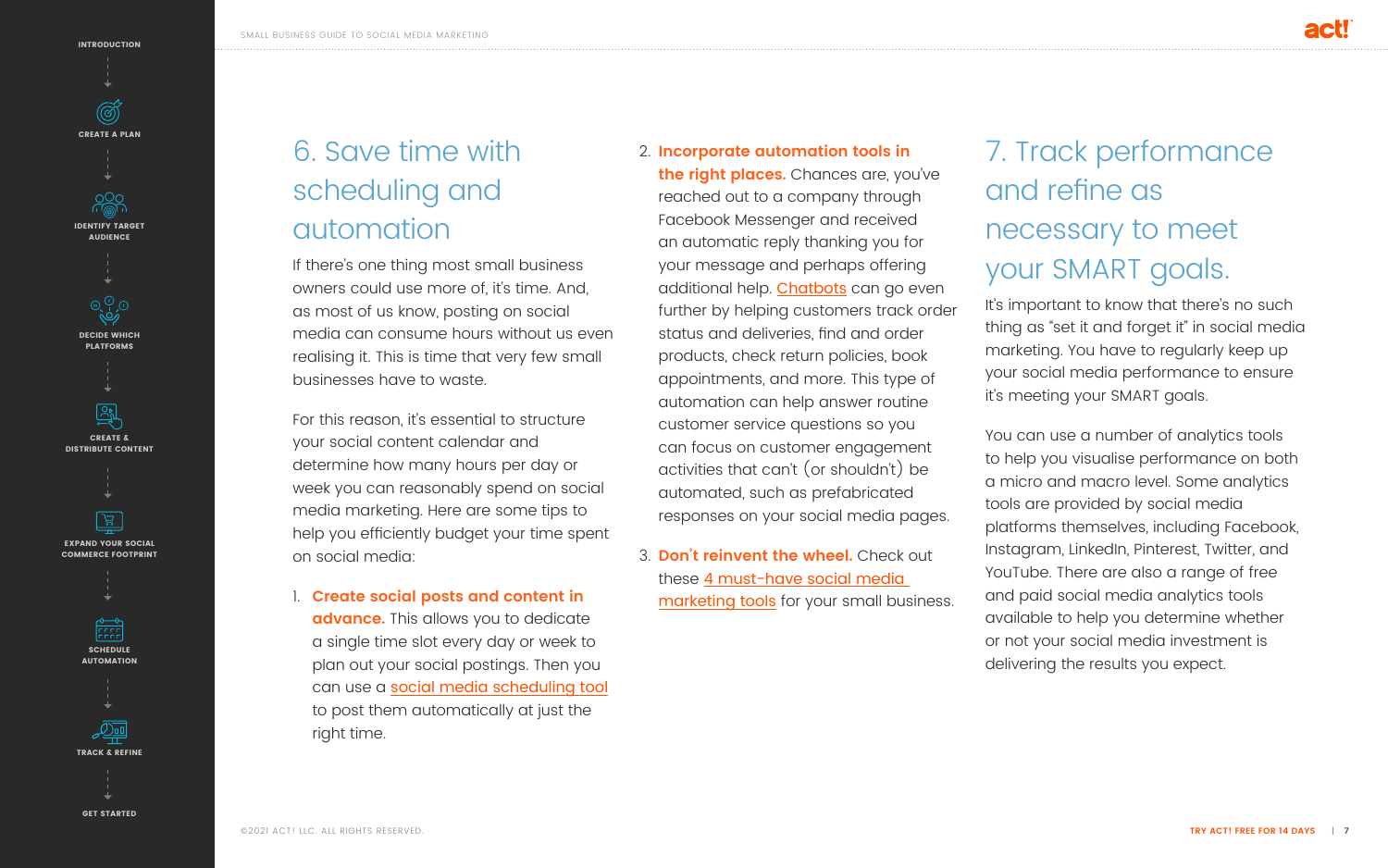## 6. Save time with scheduling and automation

If there's one thing most small business owners could use more of, it's time. And, as most of us know, posting on social media can consume hours without us even realising it. This is time that very few small businesses have to waste.

For this reason, it's essential to structure your social content calendar and determine how many hours per day or week you can reasonably spend on social media marketing. Here are some tips to help you efficiently budget your time spent on social media:

1. **Create social posts and content in advance.** This allows you to dedicate a single time slot every day or week to plan out your social postings. Then you can use a social media scheduling tool to post them automatically at just the right time.
2. **Incorporate automation tools in the right places.** Chances are, you've reached out to a company through Facebook Messenger and received an automatic reply thanking you for your message and perhaps offering additional help. Chatbots can go even further by helping customers track order status and deliveries, find and order products, check return policies, book appointments, and more. This type of automation can help answer routine customer service questions so you can focus on customer engagement activities that can't (or shouldn't) be automated, such as prefabricated responses on your social media pages.
3. **Don't reinvent the wheel.** Check out these 4 must-have social media marketing tools for your small business.

## 7. Track performance and refine as necessary to meet your SMART goals.

It's important to know that there's no such thing as "set it and forget it" in social media marketing. You have to regularly keep up your social media performance to ensure it's meeting your SMART goals.

You can use a number of analytics tools to help you visualise performance on both a micro and macro level. Some analytics tools are provided by social media platforms themselves, including Facebook, Instagram, LinkedIn, Pinterest, Twitter, and YouTube. There are also a range of free and paid social media analytics tools available to help you determine whether or not your social media investment is delivering the results you expect.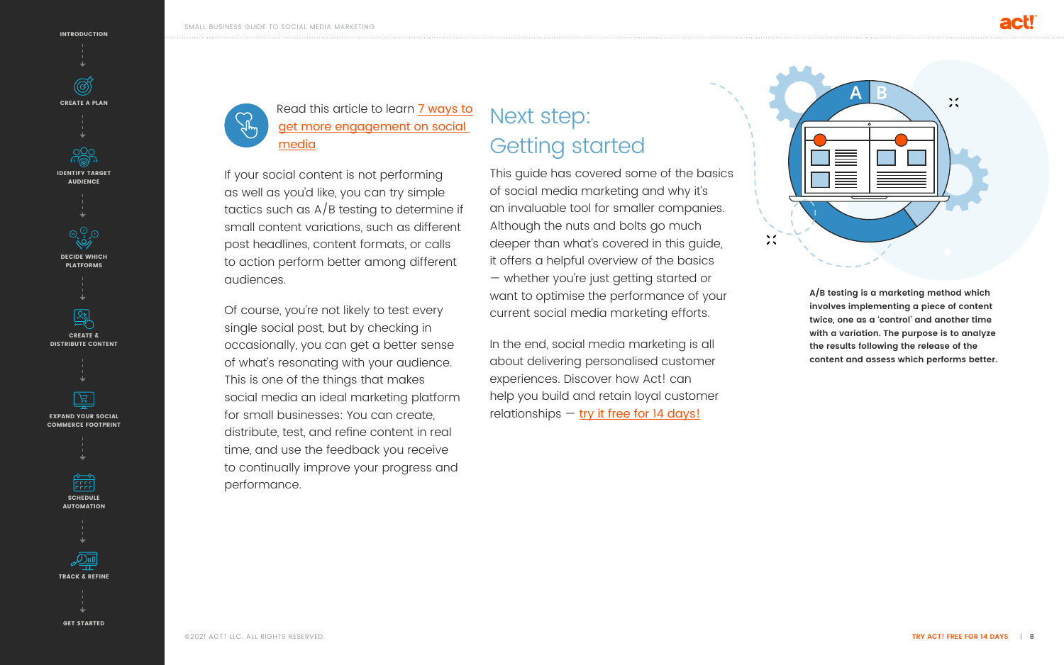Read this article to learn 7 ways to get more engagement on social media

If your social content is not performing as well as you'd like, you can try simple tactics such as A/B testing to determine if small content variations, such as different post headlines, content formats, or calls to action perform better among different audiences.

Of course, you're not likely to test every single social post, but by checking in occasionally, you can get a better sense of what's resonating with your audience. This is one of the things that makes social media an ideal marketing platform for small businesses: You can create, distribute, test, and refine content in real time, and use the feedback you receive to continually improve your progress and performance.

## Next step: Getting started

This guide has covered some of the basics of social media marketing and why it's an invaluable tool for smaller companies. Although the nuts and bolts go much deeper than what's covered in this guide, it offers a helpful overview of the basics — whether you're just getting started or want to optimise the performance of your current social media marketing efforts.

In the end, social media marketing is all about delivering personalised customer experiences. Discover how Act! can help you build and retain loyal customer relationships — try it free for 14 days!

**A/B testing is a marketing method which involves implementing a piece of content twice, one as a 'control' and another time with a variation. The purpose is to analyze the results following the release of the content and assess which performs better.**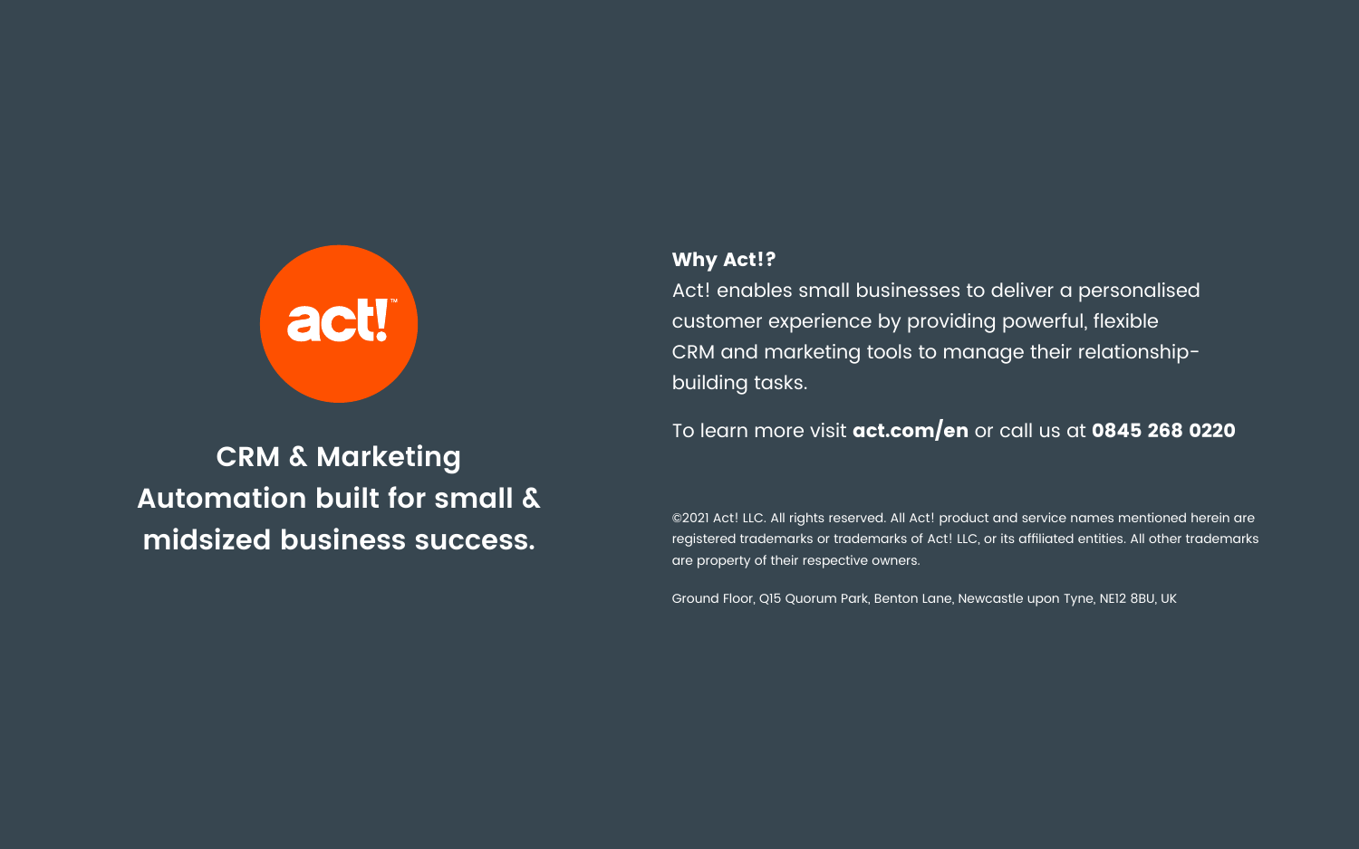act!™

**CRM & Marketing Automation built for small & midsized business success.**

**Why Act!?**

Act! enables small businesses to deliver a personalised customer experience by providing powerful, flexible CRM and marketing tools to manage their relationship-building tasks.

To learn more visit **act.com/en** or call us at **0845 268 0220**

©2021 Act! LLC. All rights reserved. All Act! product and service names mentioned herein are registered trademarks or trademarks of Act! LLC, or its affiliated entities. All other trademarks are property of their respective owners.

Ground Floor, Q15 Quorum Park, Benton Lane, Newcastle upon Tyne, NE12 8BU, UK